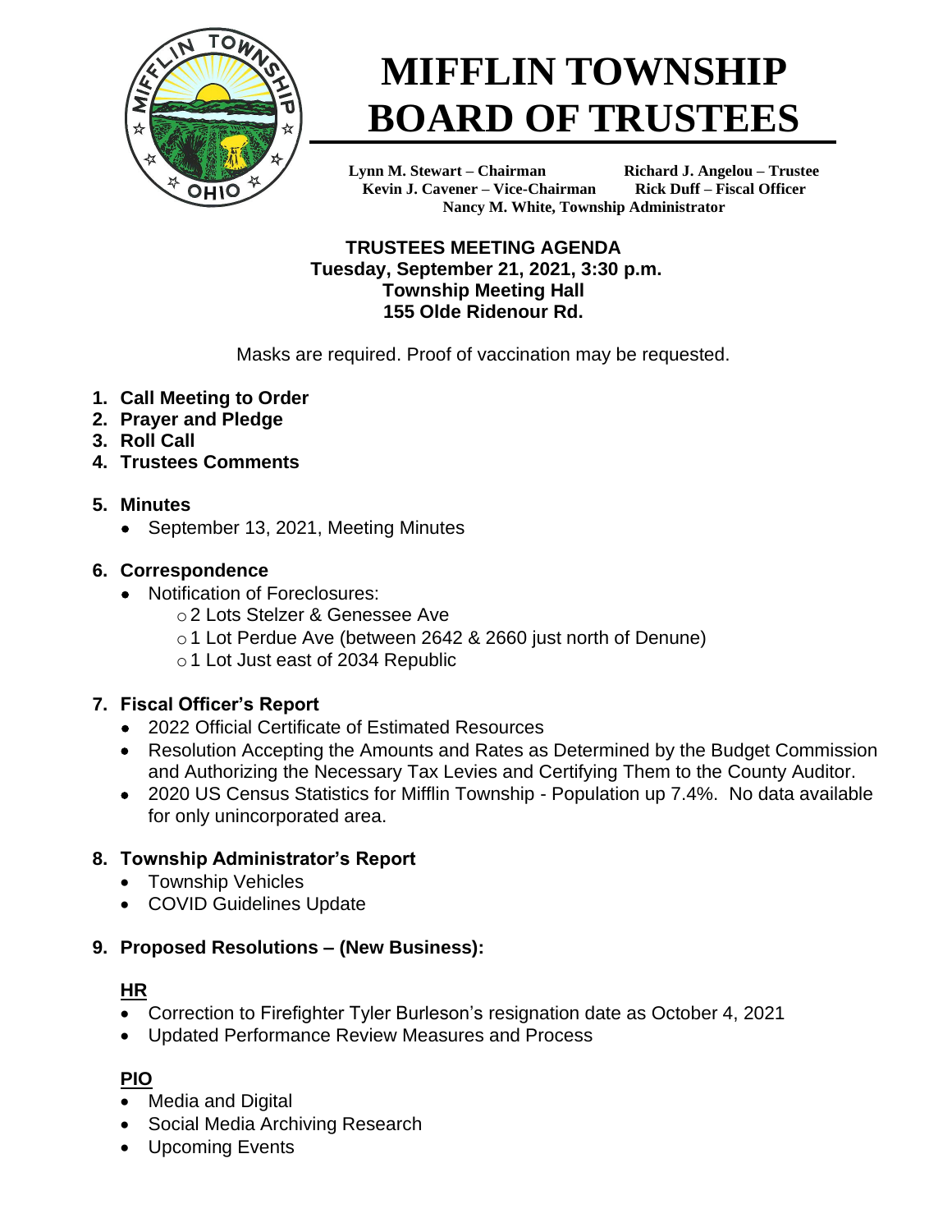# MIFFLIN TOWNSHIP BOARD OF TRUSTEES

**Lynn M. Stewart – Chairman**
**Richard J. Angelou – Trustee**
**Kevin J. Cavener – Vice-Chairman**
**Rick Duff – Fiscal Officer**
**Nancy M. White, Township Administrator**

**TRUSTEES MEETING AGENDA**
**Tuesday, September 21, 2021, 3:30 p.m.**
**Township Meeting Hall**
**155 Olde Ridenour Rd.**

Masks are required. Proof of vaccination may be requested.

1. **Call Meeting to Order**
2. **Prayer and Pledge**
3. **Roll Call**
4. **Trustees Comments**

5. **Minutes**
   - September 13, 2021, Meeting Minutes

6. **Correspondence**
   - Notification of Foreclosures:
     - 2 Lots Stelzer & Genessee Ave
     - 1 Lot Perdue Ave (between 2642 & 2660 just north of Denune)
     - 1 Lot Just east of 2034 Republic

7. **Fiscal Officer's Report**
   - 2022 Official Certificate of Estimated Resources
   - Resolution Accepting the Amounts and Rates as Determined by the Budget Commission and Authorizing the Necessary Tax Levies and Certifying Them to the County Auditor.
   - 2020 US Census Statistics for Mifflin Township - Population up 7.4%. No data available for only unincorporated area.

8. **Township Administrator's Report**
   - Township Vehicles
   - COVID Guidelines Update

9. **Proposed Resolutions – (New Business):**

   **HR**
   - Correction to Firefighter Tyler Burleson's resignation date as October 4, 2021
   - Updated Performance Review Measures and Process

   **PIO**
   - Media and Digital
   - Social Media Archiving Research
   - Upcoming Events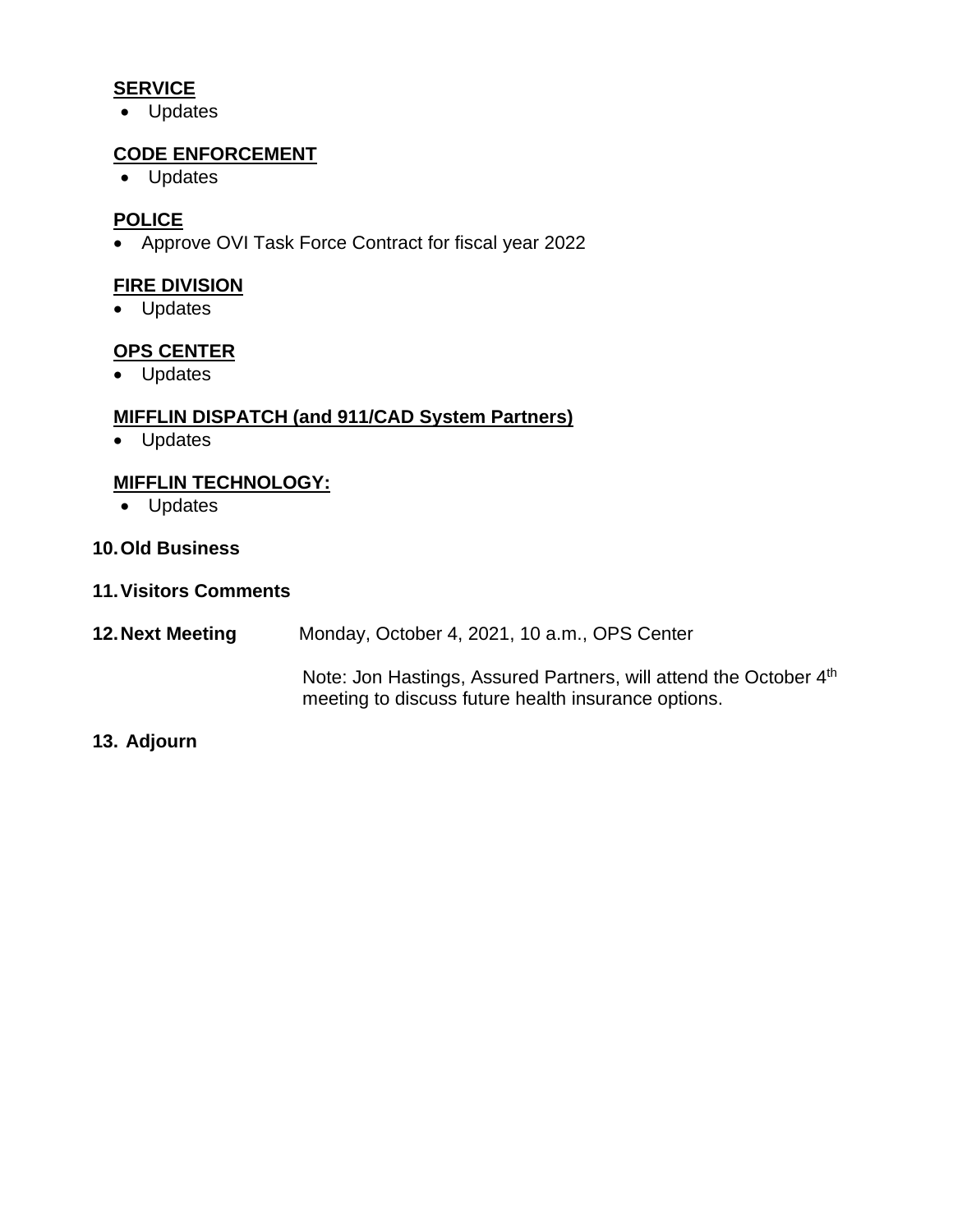**SERVICE**

- Updates

**CODE ENFORCEMENT**

- Updates

**POLICE**

- Approve OVI Task Force Contract for fiscal year 2022

**FIRE DIVISION**

- Updates

**OPS CENTER**

- Updates

**MIFFLIN DISPATCH (and 911/CAD System Partners)**

- Updates

**MIFFLIN TECHNOLOGY:**

- Updates

**10. Old Business**

**11. Visitors Comments**

**12. Next Meeting** Monday, October 4, 2021, 10 a.m., OPS Center

Note: Jon Hastings, Assured Partners, will attend the October 4th meeting to discuss future health insurance options.

**13. Adjourn**